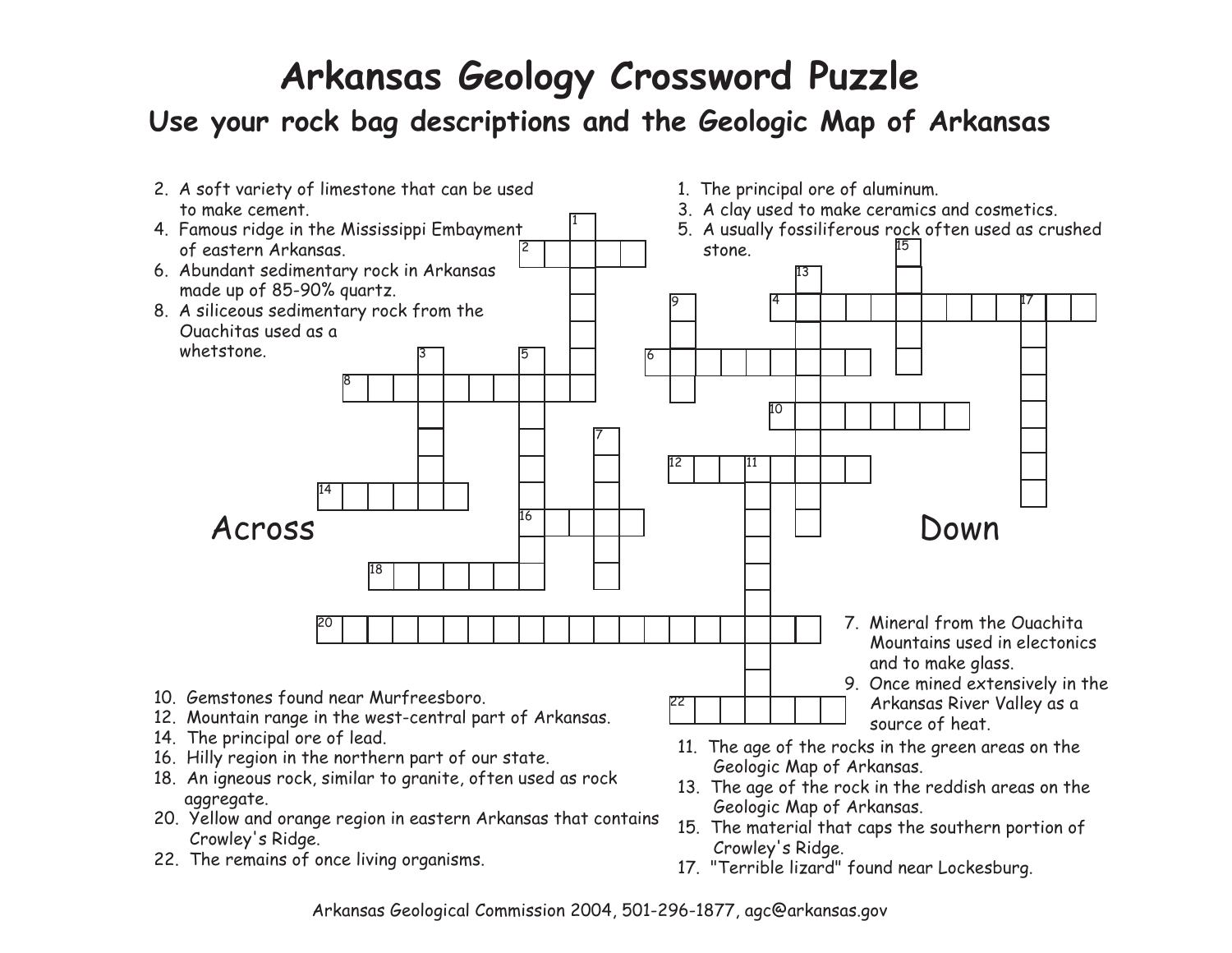# Arkansas Geology Crossword Puzzle

## Use your rock bag descriptions and the Geologic Map of Arkansas

## Across

2. A soft variety of limestone that can be used to make cement.
4. Famous ridge in the Mississippi Embayment of eastern Arkansas.
6. Abundant sedimentary rock in Arkansas made up of 85-90% quartz.
8. A siliceous sedimentary rock from the Ouachitas used as a whetstone.
10. Gemstones found near Murfreesboro.
12. Mountain range in the west-central part of Arkansas.
14. The principal ore of lead.
16. Hilly region in the northern part of our state.
18. An igneous rock, similar to granite, often used as rock aggregate.
20. Yellow and orange region in eastern Arkansas that contains Crowley's Ridge.
22. The remains of once living organisms.

## Down

1. The principal ore of aluminum.
3. A clay used to make ceramics and cosmetics.
5. A usually fossiliferous rock often used as crushed stone.
7. Mineral from the Ouachita Mountains used in electonics and to make glass.
9. Once mined extensively in the Arkansas River Valley as a source of heat.
11. The age of the rocks in the green areas on the Geologic Map of Arkansas.
13. The age of the rock in the reddish areas on the Geologic Map of Arkansas.
15. The material that caps the southern portion of Crowley's Ridge.
17. "Terrible lizard" found near Lockesburg.

Arkansas Geological Commission 2004, 501-296-1877, agc@arkansas.gov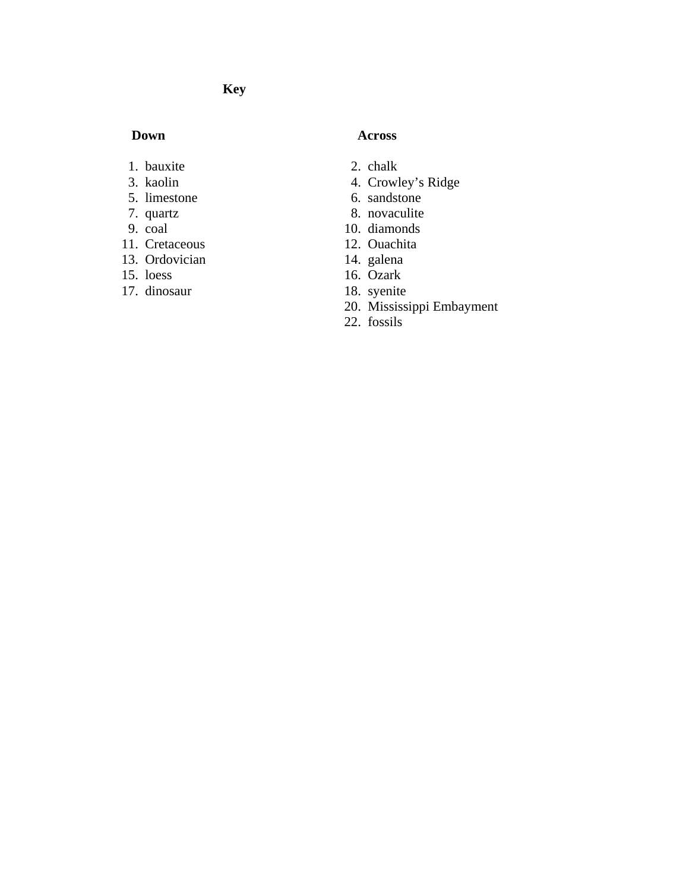**Key**

**Down**

1. bauxite
3. kaolin
5. limestone
7. quartz
9. coal
11. Cretaceous
13. Ordovician
15. loess
17. dinosaur

**Across**

2. chalk
4. Crowley's Ridge
6. sandstone
8. novaculite
10. diamonds
12. Ouachita
14. galena
16. Ozark
18. syenite
20. Mississippi Embayment
22. fossils